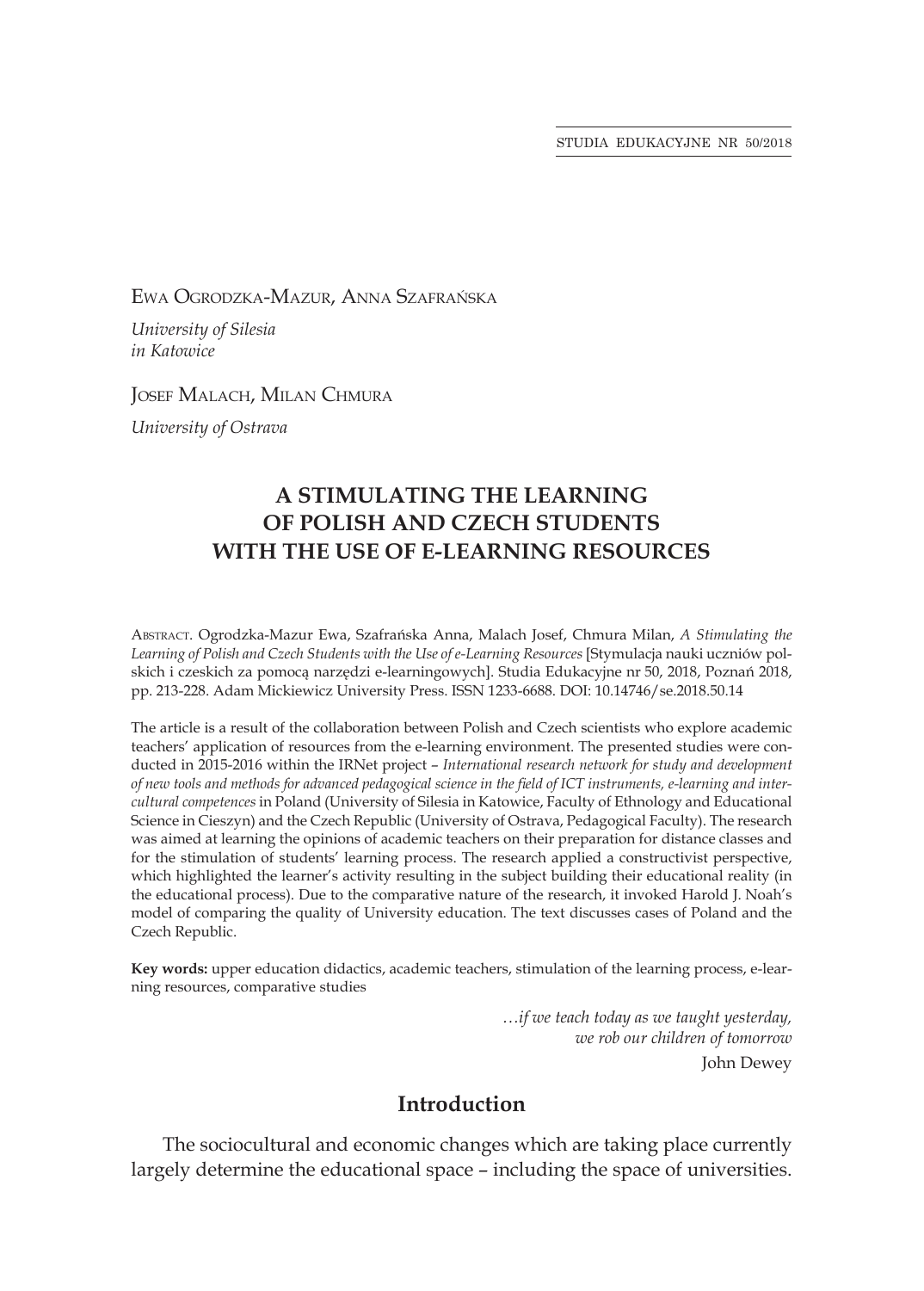Ewa Ogrodzka-Mazur, Anna Szafrańska

*University of Silesia in Katowice*

Josef Malach, Milan Chmura

*University of Ostrava*

# A STIMULATING THE LEARNING OF POLISH AND CZECH STUDENTS WITH THE USE OF E-LEARNING RESOURCES

Abstract. Ogrodzka-Mazur Ewa, Szafrańska Anna, Malach Josef, Chmura Milan, *A Stimulating the Learning of Polish and Czech Students with the Use of e-Learning Resources* [Stymulacja nauki uczniów polskich i czeskich za pomocą narzędzi e-learningowych]. Studia Edukacyjne nr 50, 2018, Poznań 2018, pp. 213-228. Adam Mickiewicz University Press. ISSN 1233-6688. DOI: 10.14746/se.2018.50.14

The article is a result of the collaboration between Polish and Czech scientists who explore academic teachers' application of resources from the e-learning environment. The presented studies were conducted in 2015-2016 within the IRNet project – *International research network for study and development of new tools and methods for advanced pedagogical science in the field of ICT instruments, e-learning and intercultural competences* in Poland (University of Silesia in Katowice, Faculty of Ethnology and Educational Science in Cieszyn) and the Czech Republic (University of Ostrava, Pedagogical Faculty). The research was aimed at learning the opinions of academic teachers on their preparation for distance classes and for the stimulation of students' learning process. The research applied a constructivist perspective, which highlighted the learner's activity resulting in the subject building their educational reality (in the educational process). Due to the comparative nature of the research, it invoked Harold J. Noah's model of comparing the quality of University education. The text discusses cases of Poland and the Czech Republic.

**Key words:** upper education didactics, academic teachers, stimulation of the learning process, e-learning resources, comparative studies

> *…if we teach today as we taught yesterday,*
> *we rob our children of tomorrow*
> John Dewey

## Introduction

The sociocultural and economic changes which are taking place currently largely determine the educational space – including the space of universities.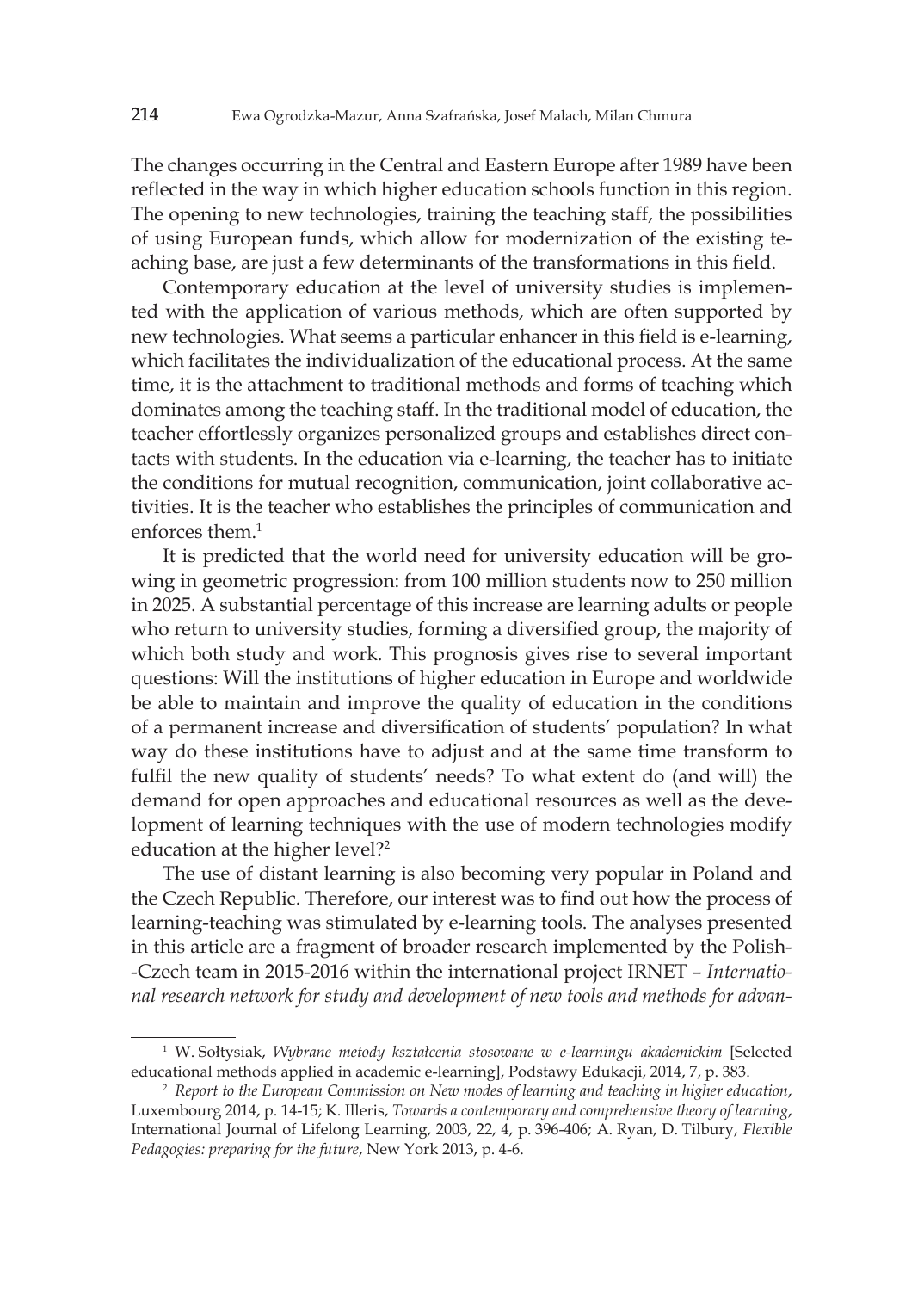The changes occurring in the Central and Eastern Europe after 1989 have been reflected in the way in which higher education schools function in this region. The opening to new technologies, training the teaching staff, the possibilities of using European funds, which allow for modernization of the existing teaching base, are just a few determinants of the transformations in this field.

Contemporary education at the level of university studies is implemented with the application of various methods, which are often supported by new technologies. What seems a particular enhancer in this field is e-learning, which facilitates the individualization of the educational process. At the same time, it is the attachment to traditional methods and forms of teaching which dominates among the teaching staff. In the traditional model of education, the teacher effortlessly organizes personalized groups and establishes direct contacts with students. In the education via e-learning, the teacher has to initiate the conditions for mutual recognition, communication, joint collaborative activities. It is the teacher who establishes the principles of communication and enforces them.[1]

It is predicted that the world need for university education will be growing in geometric progression: from 100 million students now to 250 million in 2025. A substantial percentage of this increase are learning adults or people who return to university studies, forming a diversified group, the majority of which both study and work. This prognosis gives rise to several important questions: Will the institutions of higher education in Europe and worldwide be able to maintain and improve the quality of education in the conditions of a permanent increase and diversification of students' population? In what way do these institutions have to adjust and at the same time transform to fulfil the new quality of students' needs? To what extent do (and will) the demand for open approaches and educational resources as well as the development of learning techniques with the use of modern technologies modify education at the higher level?[2]

The use of distant learning is also becoming very popular in Poland and the Czech Republic. Therefore, our interest was to find out how the process of learning-teaching was stimulated by e-learning tools. The analyses presented in this article are a fragment of broader research implemented by the Polish-Czech team in 2015-2016 within the international project IRNET – *International research network for study and development of new tools and methods for advan-*

---

[1] W. Sołtysiak, *Wybrane metody kształcenia stosowane w e-learningu akademickim* [Selected educational methods applied in academic e-learning], Podstawy Edukacji, 2014, 7, p. 383.

[2] *Report to the European Commission on New modes of learning and teaching in higher education*, Luxembourg 2014, p. 14-15; K. Illeris, *Towards a contemporary and comprehensive theory of learning*, International Journal of Lifelong Learning, 2003, 22, 4, p. 396-406; A. Ryan, D. Tilbury, *Flexible Pedagogies: preparing for the future*, New York 2013, p. 4-6.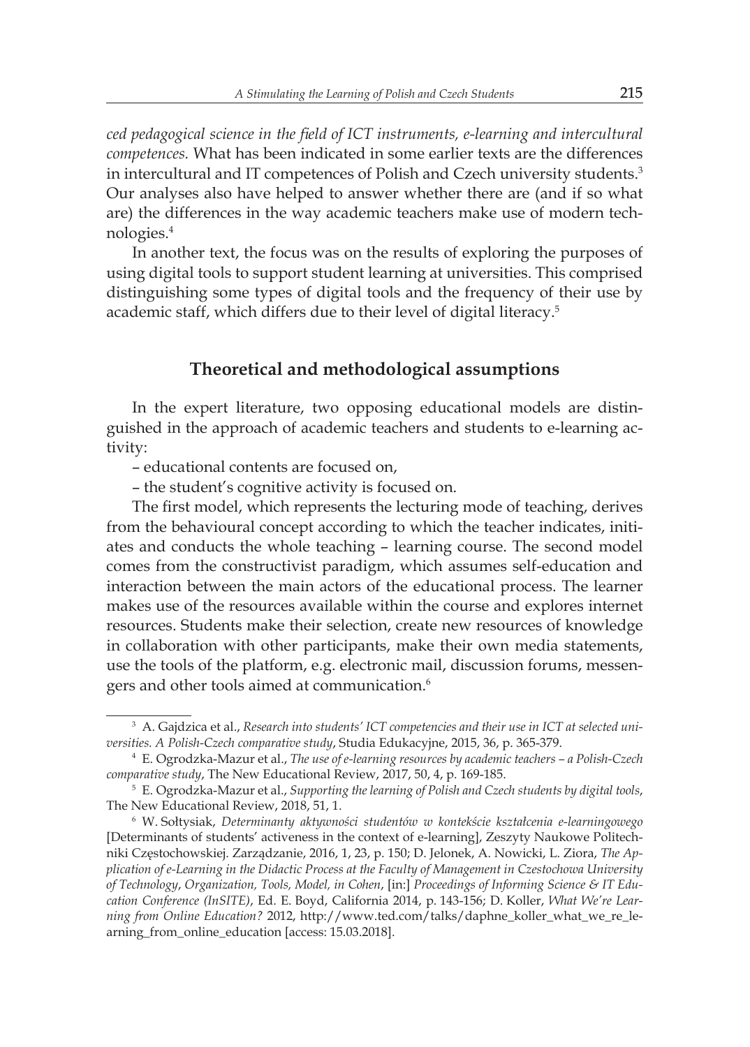*ced pedagogical science in the field of ICT instruments, e-learning and intercultural competences.* What has been indicated in some earlier texts are the differences in intercultural and IT competences of Polish and Czech university students.[3] Our analyses also have helped to answer whether there are (and if so what are) the differences in the way academic teachers make use of modern technologies.[4]

In another text, the focus was on the results of exploring the purposes of using digital tools to support student learning at universities. This comprised distinguishing some types of digital tools and the frequency of their use by academic staff, which differs due to their level of digital literacy.[5]

## Theoretical and methodological assumptions

In the expert literature, two opposing educational models are distinguished in the approach of academic teachers and students to e-learning activity:

– educational contents are focused on,

– the student's cognitive activity is focused on.

The first model, which represents the lecturing mode of teaching, derives from the behavioural concept according to which the teacher indicates, initiates and conducts the whole teaching – learning course. The second model comes from the constructivist paradigm, which assumes self-education and interaction between the main actors of the educational process. The learner makes use of the resources available within the course and explores internet resources. Students make their selection, create new resources of knowledge in collaboration with other participants, make their own media statements, use the tools of the platform, e.g. electronic mail, discussion forums, messengers and other tools aimed at communication.[6]

---

[3] A. Gajdzica et al., *Research into students' ICT competencies and their use in ICT at selected universities. A Polish-Czech comparative study*, Studia Edukacyjne, 2015, 36, p. 365-379.

[4] E. Ogrodzka-Mazur et al., *The use of e-learning resources by academic teachers – a Polish-Czech comparative study*, The New Educational Review, 2017, 50, 4, p. 169-185.

[5] E. Ogrodzka-Mazur et al., *Supporting the learning of Polish and Czech students by digital tools*, The New Educational Review, 2018, 51, 1.

[6] W. Sołtysiak, *Determinanty aktywności studentów w kontekście kształcenia e-learningowego* [Determinants of students' activeness in the context of e-learning], Zeszyty Naukowe Politechniki Częstochowskiej. Zarządzanie, 2016, 1, 23, p. 150; D. Jelonek, A. Nowicki, L. Ziora, *The Application of e-Learning in the Didactic Process at the Faculty of Management in Czestochowa University of Technology*, *Organization, Tools, Model, in Cohen*, [in:] *Proceedings of Informing Science & IT Education Conference (InSITE)*, Ed. E. Boyd, California 2014, p. 143-156; D. Koller, *What We're Learning from Online Education?* 2012, http://www.ted.com/talks/daphne_koller_what_we_re_learning_from_online_education [access: 15.03.2018].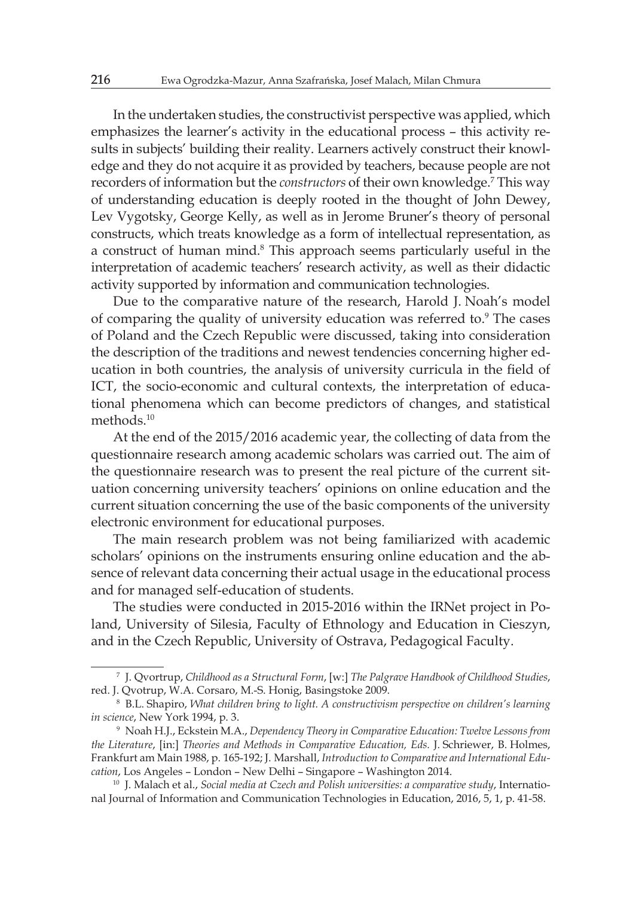In the undertaken studies, the constructivist perspective was applied, which emphasizes the learner's activity in the educational process – this activity results in subjects' building their reality. Learners actively construct their knowledge and they do not acquire it as provided by teachers, because people are not recorders of information but the *constructors* of their own knowledge.[7] This way of understanding education is deeply rooted in the thought of John Dewey, Lev Vygotsky, George Kelly, as well as in Jerome Bruner's theory of personal constructs, which treats knowledge as a form of intellectual representation, as a construct of human mind.[8] This approach seems particularly useful in the interpretation of academic teachers' research activity, as well as their didactic activity supported by information and communication technologies.

Due to the comparative nature of the research, Harold J. Noah's model of comparing the quality of university education was referred to.[9] The cases of Poland and the Czech Republic were discussed, taking into consideration the description of the traditions and newest tendencies concerning higher education in both countries, the analysis of university curricula in the field of ICT, the socio-economic and cultural contexts, the interpretation of educational phenomena which can become predictors of changes, and statistical methods.[10]

At the end of the 2015/2016 academic year, the collecting of data from the questionnaire research among academic scholars was carried out. The aim of the questionnaire research was to present the real picture of the current situation concerning university teachers' opinions on online education and the current situation concerning the use of the basic components of the university electronic environment for educational purposes.

The main research problem was not being familiarized with academic scholars' opinions on the instruments ensuring online education and the absence of relevant data concerning their actual usage in the educational process and for managed self-education of students.

The studies were conducted in 2015-2016 within the IRNet project in Poland, University of Silesia, Faculty of Ethnology and Education in Cieszyn, and in the Czech Republic, University of Ostrava, Pedagogical Faculty.

---

[7] J. Qvortrup, *Childhood as a Structural Form*, [w:] *The Palgrave Handbook of Childhood Studies*, red. J. Qvotrup, W.A. Corsaro, M.-S. Honig, Basingstoke 2009.

[8] B.L. Shapiro, *What children bring to light. A constructivism perspective on children's learning in science*, New York 1994, p. 3.

[9] Noah H.J., Eckstein M.A., *Dependency Theory in Comparative Education: Twelve Lessons from the Literature*, [in:] *Theories and Methods in Comparative Education, Eds.* J. Schriewer, B. Holmes, Frankfurt am Main 1988, p. 165-192; J. Marshall, *Introduction to Comparative and International Education*, Los Angeles – London – New Delhi – Singapore – Washington 2014.

[10] J. Malach et al., *Social media at Czech and Polish universities: a comparative study*, International Journal of Information and Communication Technologies in Education, 2016, 5, 1, p. 41-58.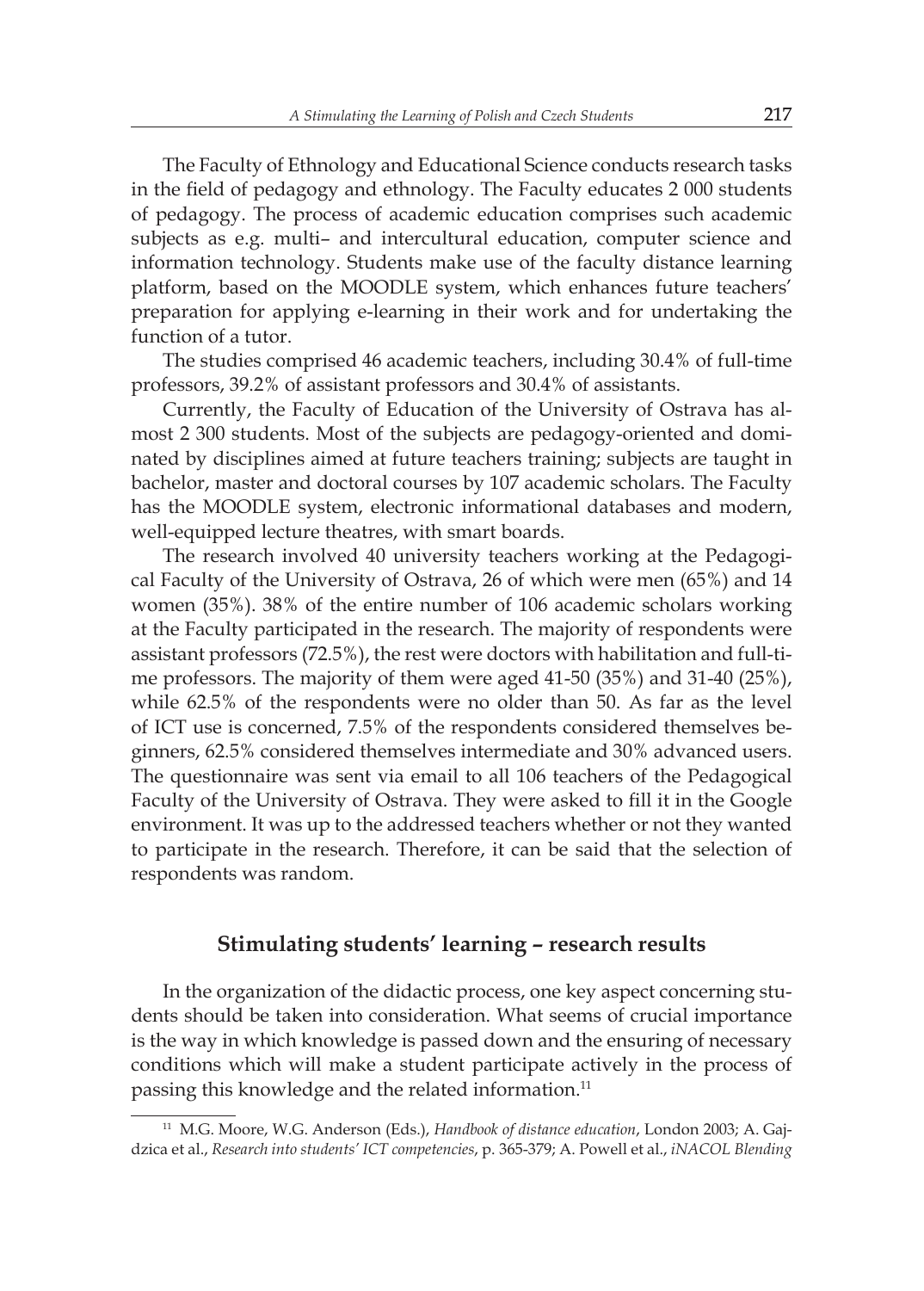The Faculty of Ethnology and Educational Science conducts research tasks in the field of pedagogy and ethnology. The Faculty educates 2 000 students of pedagogy. The process of academic education comprises such academic subjects as e.g. multi– and intercultural education, computer science and information technology. Students make use of the faculty distance learning platform, based on the MOODLE system, which enhances future teachers' preparation for applying e-learning in their work and for undertaking the function of a tutor.

The studies comprised 46 academic teachers, including 30.4% of full-time professors, 39.2% of assistant professors and 30.4% of assistants.

Currently, the Faculty of Education of the University of Ostrava has almost 2 300 students. Most of the subjects are pedagogy-oriented and dominated by disciplines aimed at future teachers training; subjects are taught in bachelor, master and doctoral courses by 107 academic scholars. The Faculty has the MOODLE system, electronic informational databases and modern, well-equipped lecture theatres, with smart boards.

The research involved 40 university teachers working at the Pedagogical Faculty of the University of Ostrava, 26 of which were men (65%) and 14 women (35%). 38% of the entire number of 106 academic scholars working at the Faculty participated in the research. The majority of respondents were assistant professors (72.5%), the rest were doctors with habilitation and full-time professors. The majority of them were aged 41-50 (35%) and 31-40 (25%), while 62.5% of the respondents were no older than 50. As far as the level of ICT use is concerned, 7.5% of the respondents considered themselves beginners, 62.5% considered themselves intermediate and 30% advanced users. The questionnaire was sent via email to all 106 teachers of the Pedagogical Faculty of the University of Ostrava. They were asked to fill it in the Google environment. It was up to the addressed teachers whether or not they wanted to participate in the research. Therefore, it can be said that the selection of respondents was random.

## Stimulating students' learning – research results

In the organization of the didactic process, one key aspect concerning students should be taken into consideration. What seems of crucial importance is the way in which knowledge is passed down and the ensuring of necessary conditions which will make a student participate actively in the process of passing this knowledge and the related information.[11]

---

[11] M.G. Moore, W.G. Anderson (Eds.), *Handbook of distance education*, London 2003; A. Gajdzica et al., *Research into students' ICT competencies*, p. 365-379; A. Powell et al., *iNACOL Blending*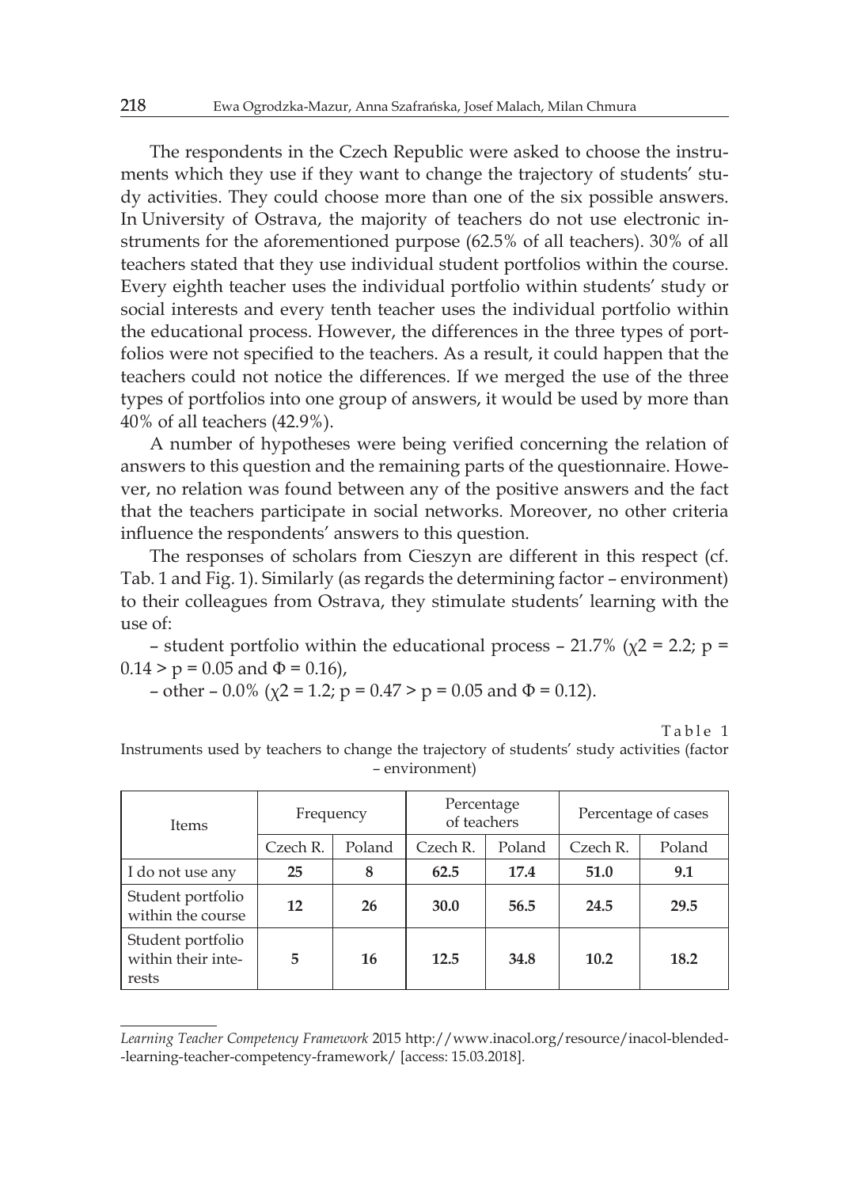The respondents in the Czech Republic were asked to choose the instruments which they use if they want to change the trajectory of students' study activities. They could choose more than one of the six possible answers. In University of Ostrava, the majority of teachers do not use electronic instruments for the aforementioned purpose (62.5% of all teachers). 30% of all teachers stated that they use individual student portfolios within the course. Every eighth teacher uses the individual portfolio within students' study or social interests and every tenth teacher uses the individual portfolio within the educational process. However, the differences in the three types of portfolios were not specified to the teachers. As a result, it could happen that the teachers could not notice the differences. If we merged the use of the three types of portfolios into one group of answers, it would be used by more than 40% of all teachers (42.9%).

A number of hypotheses were being verified concerning the relation of answers to this question and the remaining parts of the questionnaire. However, no relation was found between any of the positive answers and the fact that the teachers participate in social networks. Moreover, no other criteria influence the respondents' answers to this question.

The responses of scholars from Cieszyn are different in this respect (cf. Tab. 1 and Fig. 1). Similarly (as regards the determining factor – environment) to their colleagues from Ostrava, they stimulate students' learning with the use of:

– student portfolio within the educational process – 21.7% ($\chi2 = 2.2$; $p = 0.14 > p = 0.05$ and $\Phi = 0.16$),

– other – 0.0% ($\chi2 = 1.2$; $p = 0.47 > p = 0.05$ and $\Phi = 0.12$).

Table 1

Instruments used by teachers to change the trajectory of students' study activities (factor – environment)

| Items | Frequency | | Percentage of teachers | | Percentage of cases | |
|---|---|---|---|---|---|---|
| | Czech R. | Poland | Czech R. | Poland | Czech R. | Poland |
| I do not use any | **25** | **8** | **62.5** | **17.4** | **51.0** | **9.1** |
| Student portfolio within the course | **12** | **26** | **30.0** | **56.5** | **24.5** | **29.5** |
| Student portfolio within their interests | **5** | **16** | **12.5** | **34.8** | **10.2** | **18.2** |

*Learning Teacher Competency Framework* 2015 http://www.inacol.org/resource/inacol-blended--learning-teacher-competency-framework/ [access: 15.03.2018].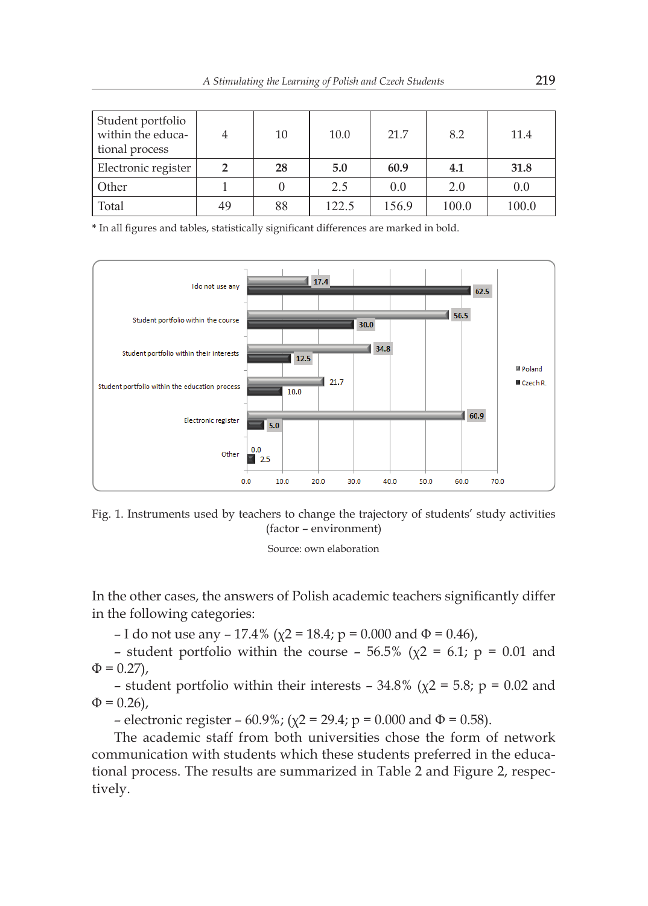| Student portfolio within the educational process | 4 | 10 | 10.0 | 21.7 | 8.2 | 11.4 |
|---|---|---|---|---|---|---|
| Electronic register | **2** | **28** | **5.0** | **60.9** | **4.1** | **31.8** |
| Other | 1 | 0 | 2.5 | 0.0 | 2.0 | 0.0 |
| Total | 49 | 88 | 122.5 | 156.9 | 100.0 | 100.0 |

\* In all figures and tables, statistically significant differences are marked in bold.

Fig. 1. Instruments used by teachers to change the trajectory of students' study activities (factor – environment)

Source: own elaboration

In the other cases, the answers of Polish academic teachers significantly differ in the following categories:

– I do not use any – 17.4% ($\chi 2 = 18.4$; $p = 0.000$ and $\Phi = 0.46$),

– student portfolio within the course – 56.5% ($\chi 2 = 6.1$; $p = 0.01$ and $\Phi = 0.27$),

– student portfolio within their interests – 34.8% ($\chi 2 = 5.8$; $p = 0.02$ and $\Phi = 0.26$),

– electronic register – 60.9%; ($\chi 2 = 29.4$; $p = 0.000$ and $\Phi = 0.58$).

The academic staff from both universities chose the form of network communication with students which these students preferred in the educational process. The results are summarized in Table 2 and Figure 2, respectively.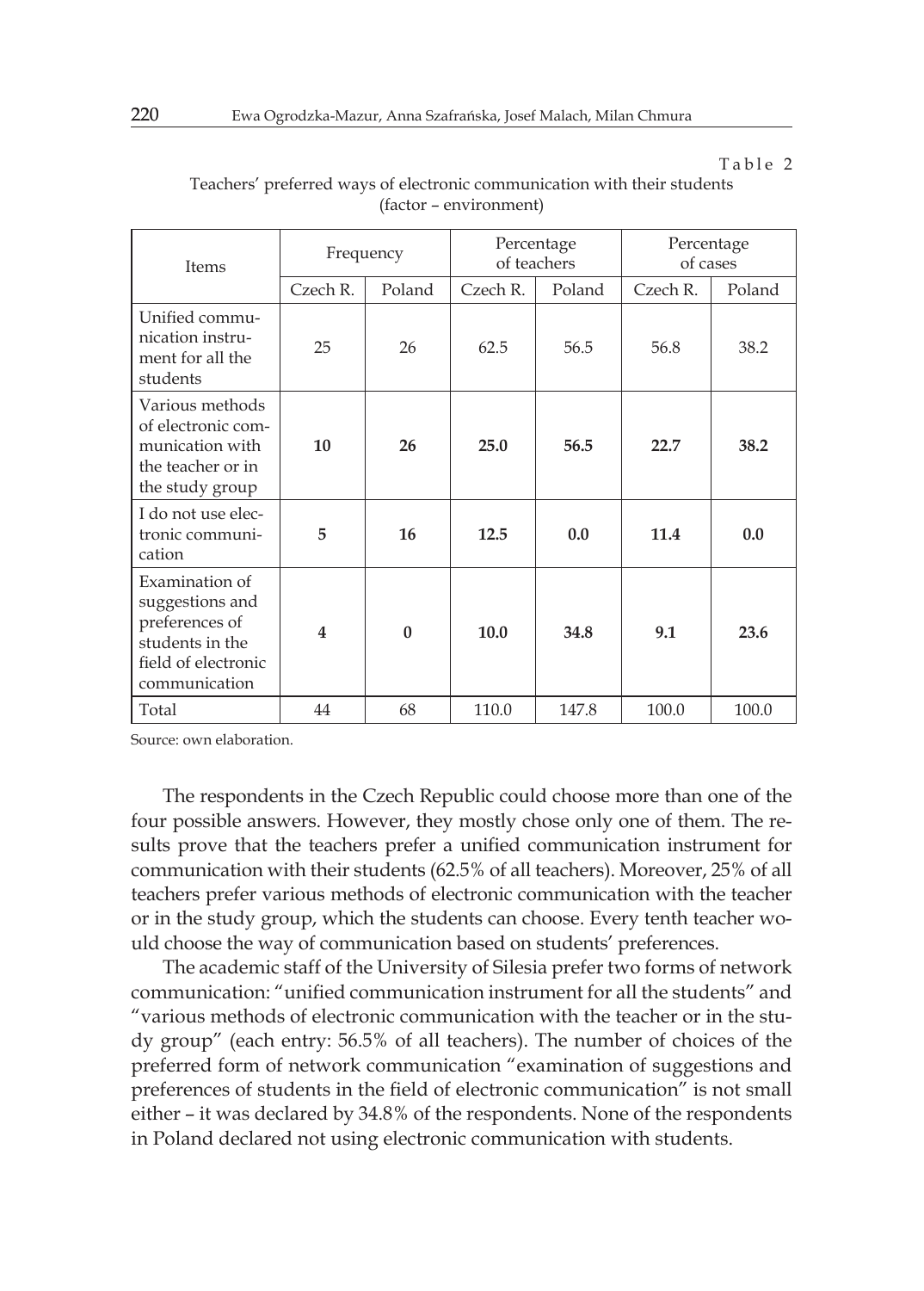Table 2

Teachers' preferred ways of electronic communication with their students (factor – environment)

| Items | Frequency | | Percentage of teachers | | Percentage of cases | |
|---|---|---|---|---|---|---|
| | Czech R. | Poland | Czech R. | Poland | Czech R. | Poland |
| Unified communication instrument for all the students | 25 | 26 | 62.5 | 56.5 | 56.8 | 38.2 |
| Various methods of electronic communication with the teacher or in the study group | **10** | **26** | **25.0** | **56.5** | **22.7** | **38.2** |
| I do not use electronic communication | **5** | **16** | **12.5** | **0.0** | **11.4** | **0.0** |
| Examination of suggestions and preferences of students in the field of electronic communication | **4** | **0** | **10.0** | **34.8** | **9.1** | **23.6** |
| Total | 44 | 68 | 110.0 | 147.8 | 100.0 | 100.0 |

Source: own elaboration.

The respondents in the Czech Republic could choose more than one of the four possible answers. However, they mostly chose only one of them. The results prove that the teachers prefer a unified communication instrument for communication with their students (62.5% of all teachers). Moreover, 25% of all teachers prefer various methods of electronic communication with the teacher or in the study group, which the students can choose. Every tenth teacher would choose the way of communication based on students' preferences.

The academic staff of the University of Silesia prefer two forms of network communication: "unified communication instrument for all the students" and "various methods of electronic communication with the teacher or in the study group" (each entry: 56.5% of all teachers). The number of choices of the preferred form of network communication "examination of suggestions and preferences of students in the field of electronic communication" is not small either – it was declared by 34.8% of the respondents. None of the respondents in Poland declared not using electronic communication with students.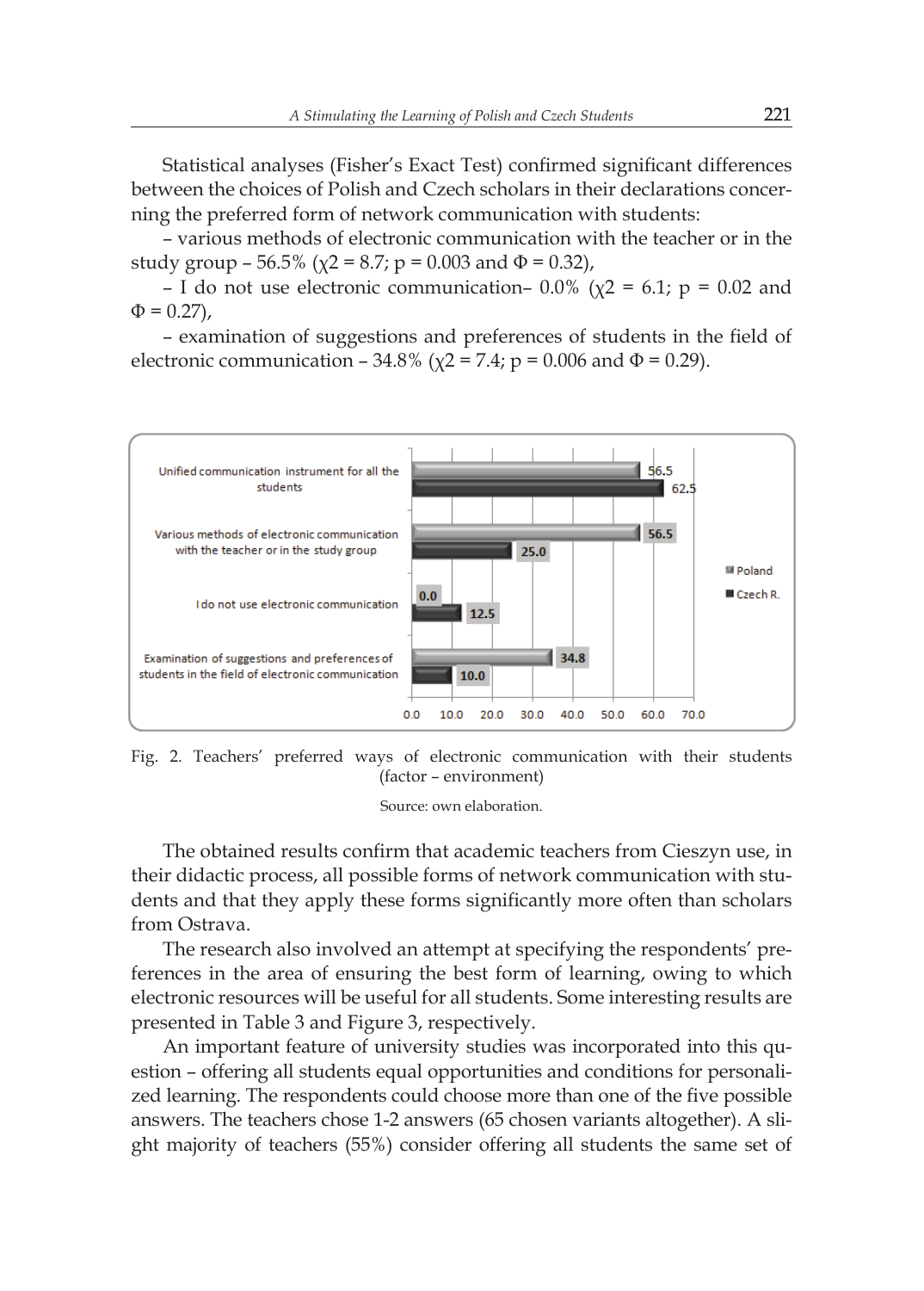Statistical analyses (Fisher's Exact Test) confirmed significant differences between the choices of Polish and Czech scholars in their declarations concerning the preferred form of network communication with students:

– various methods of electronic communication with the teacher or in the study group – 56.5% ($\chi 2 = 8.7$; $p = 0.003$ and $\Phi = 0.32$),

– I do not use electronic communication– 0.0% ($\chi 2 = 6.1$; $p = 0.02$ and $\Phi = 0.27$),

– examination of suggestions and preferences of students in the field of electronic communication – 34.8% ($\chi 2 = 7.4$; $p = 0.006$ and $\Phi = 0.29$).

| | Poland | Czech R. |
|---|---|---|
| Unified communication instrument for all the students | 56.5 | 62.5 |
| Various methods of electronic communication with the teacher or in the study group | 56.5 | 25.0 |
| I do not use electronic communication | 0.0 | 12.5 |
| Examination of suggestions and preferences of students in the field of electronic communication | 34.8 | 10.0 |

Fig. 2. Teachers' preferred ways of electronic communication with their students (factor – environment)

Source: own elaboration.

The obtained results confirm that academic teachers from Cieszyn use, in their didactic process, all possible forms of network communication with students and that they apply these forms significantly more often than scholars from Ostrava.

The research also involved an attempt at specifying the respondents' preferences in the area of ensuring the best form of learning, owing to which electronic resources will be useful for all students. Some interesting results are presented in Table 3 and Figure 3, respectively.

An important feature of university studies was incorporated into this question – offering all students equal opportunities and conditions for personalized learning. The respondents could choose more than one of the five possible answers. The teachers chose 1-2 answers (65 chosen variants altogether). A slight majority of teachers (55%) consider offering all students the same set of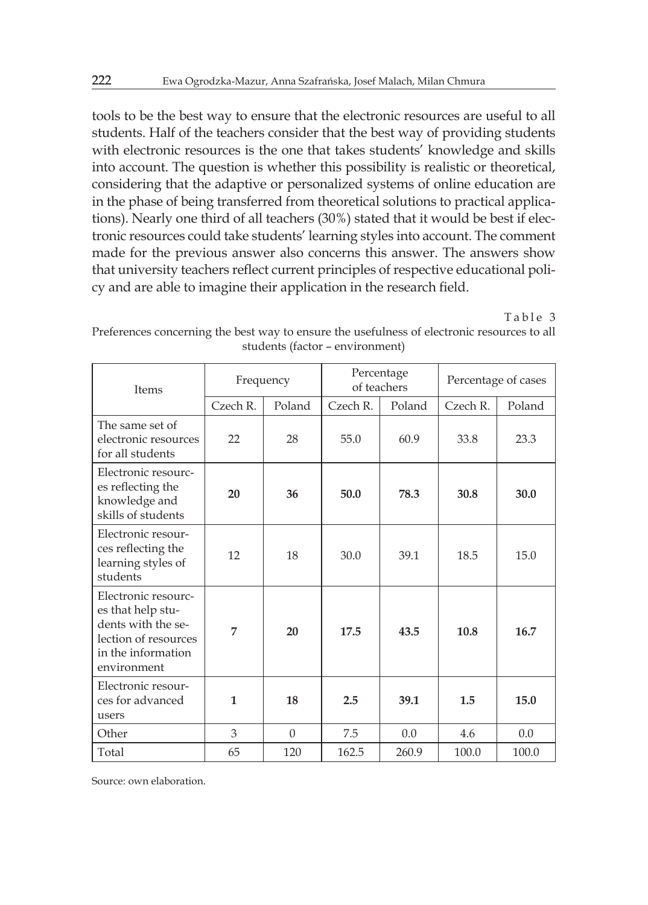tools to be the best way to ensure that the electronic resources are useful to all students. Half of the teachers consider that the best way of providing students with electronic resources is the one that takes students' knowledge and skills into account. The question is whether this possibility is realistic or theoretical, considering that the adaptive or personalized systems of online education are in the phase of being transferred from theoretical solutions to practical applications). Nearly one third of all teachers (30%) stated that it would be best if electronic resources could take students' learning styles into account. The comment made for the previous answer also concerns this answer. The answers show that university teachers reflect current principles of respective educational policy and are able to imagine their application in the research field.

Table 3

Preferences concerning the best way to ensure the usefulness of electronic resources to all students (factor – environment)

| Items | Frequency | | Percentage of teachers | | Percentage of cases | |
|---|---|---|---|---|---|---|
| | Czech R. | Poland | Czech R. | Poland | Czech R. | Poland |
| The same set of electronic resources for all students | 22 | 28 | 55.0 | 60.9 | 33.8 | 23.3 |
| Electronic resources reflecting the knowledge and skills of students | **20** | **36** | **50.0** | **78.3** | **30.8** | **30.0** |
| Electronic resources reflecting the learning styles of students | 12 | 18 | 30.0 | 39.1 | 18.5 | 15.0 |
| Electronic resources that help students with the selection of resources in the information environment | **7** | **20** | **17.5** | **43.5** | **10.8** | **16.7** |
| Electronic resources for advanced users | **1** | **18** | **2.5** | **39.1** | **1.5** | **15.0** |
| Other | 3 | 0 | 7.5 | 0.0 | 4.6 | 0.0 |
| Total | 65 | 120 | 162.5 | 260.9 | 100.0 | 100.0 |

Source: own elaboration.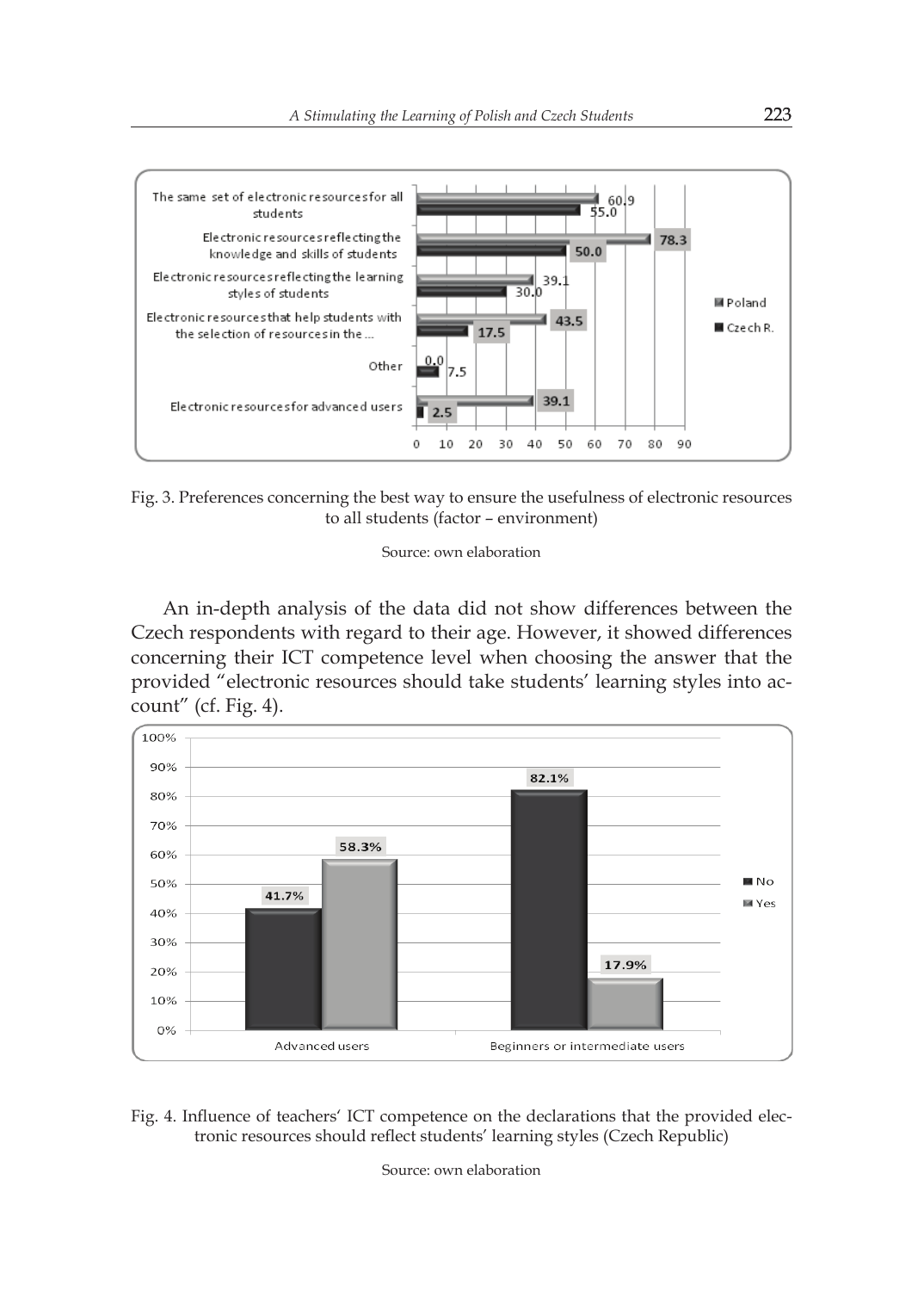Fig. 3. Preferences concerning the best way to ensure the usefulness of electronic resources to all students (factor – environment)

Source: own elaboration

An in-depth analysis of the data did not show differences between the Czech respondents with regard to their age. However, it showed differences concerning their ICT competence level when choosing the answer that the provided "electronic resources should take students' learning styles into account" (cf. Fig. 4).

Fig. 4. Influence of teachers' ICT competence on the declarations that the provided electronic resources should reflect students' learning styles (Czech Republic)

Source: own elaboration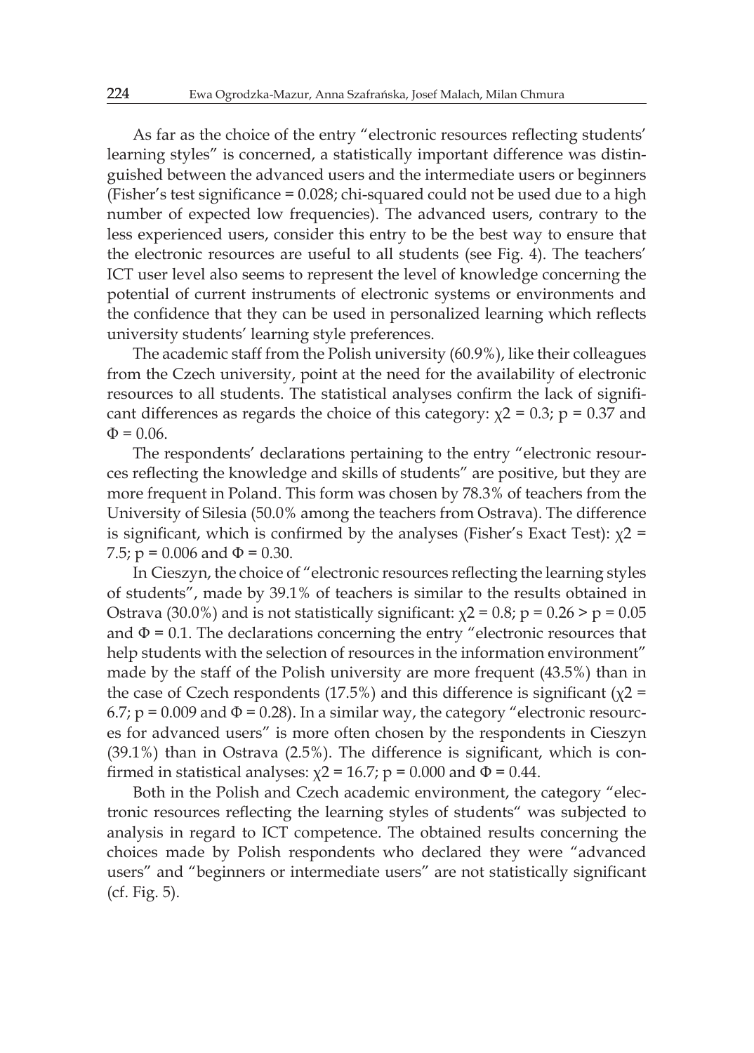As far as the choice of the entry "electronic resources reflecting students' learning styles" is concerned, a statistically important difference was distinguished between the advanced users and the intermediate users or beginners (Fisher's test significance = 0.028; chi-squared could not be used due to a high number of expected low frequencies). The advanced users, contrary to the less experienced users, consider this entry to be the best way to ensure that the electronic resources are useful to all students (see Fig. 4). The teachers' ICT user level also seems to represent the level of knowledge concerning the potential of current instruments of electronic systems or environments and the confidence that they can be used in personalized learning which reflects university students' learning style preferences.

The academic staff from the Polish university (60.9%), like their colleagues from the Czech university, point at the need for the availability of electronic resources to all students. The statistical analyses confirm the lack of significant differences as regards the choice of this category: $\chi 2 = 0.3$; $p = 0.37$ and $\Phi = 0.06$.

The respondents' declarations pertaining to the entry "electronic resources reflecting the knowledge and skills of students" are positive, but they are more frequent in Poland. This form was chosen by 78.3% of teachers from the University of Silesia (50.0% among the teachers from Ostrava). The difference is significant, which is confirmed by the analyses (Fisher's Exact Test): $\chi 2 = 7.5$; $p = 0.006$ and $\Phi = 0.30$.

In Cieszyn, the choice of "electronic resources reflecting the learning styles of students", made by 39.1% of teachers is similar to the results obtained in Ostrava (30.0%) and is not statistically significant: $\chi 2 = 0.8$; $p = 0.26 > p = 0.05$ and $\Phi = 0.1$. The declarations concerning the entry "electronic resources that help students with the selection of resources in the information environment" made by the staff of the Polish university are more frequent (43.5%) than in the case of Czech respondents (17.5%) and this difference is significant ($\chi 2 = 6.7$; $p = 0.009$ and $\Phi = 0.28$). In a similar way, the category "electronic resources for advanced users" is more often chosen by the respondents in Cieszyn (39.1%) than in Ostrava (2.5%). The difference is significant, which is confirmed in statistical analyses: $\chi 2 = 16.7$; $p = 0.000$ and $\Phi = 0.44$.

Both in the Polish and Czech academic environment, the category "electronic resources reflecting the learning styles of students" was subjected to analysis in regard to ICT competence. The obtained results concerning the choices made by Polish respondents who declared they were "advanced users" and "beginners or intermediate users" are not statistically significant (cf. Fig. 5).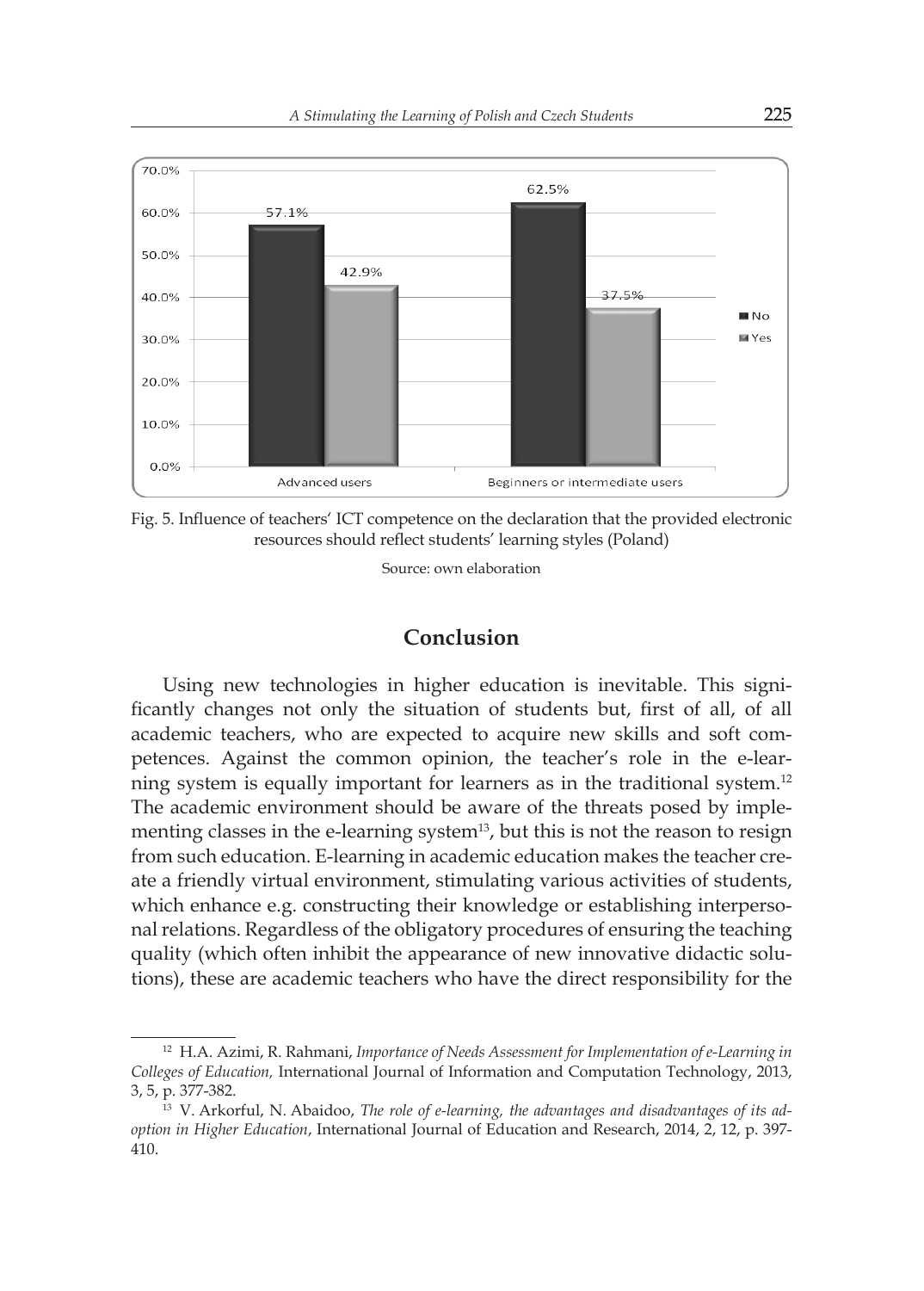Fig. 5. Influence of teachers' ICT competence on the declaration that the provided electronic resources should reflect students' learning styles (Poland)

Source: own elaboration

## Conclusion

Using new technologies in higher education is inevitable. This significantly changes not only the situation of students but, first of all, of all academic teachers, who are expected to acquire new skills and soft competences. Against the common opinion, the teacher's role in the e-learning system is equally important for learners as in the traditional system.[12] The academic environment should be aware of the threats posed by implementing classes in the e-learning system[13], but this is not the reason to resign from such education. E-learning in academic education makes the teacher create a friendly virtual environment, stimulating various activities of students, which enhance e.g. constructing their knowledge or establishing interpersonal relations. Regardless of the obligatory procedures of ensuring the teaching quality (which often inhibit the appearance of new innovative didactic solutions), these are academic teachers who have the direct responsibility for the

---

[12] H.A. Azimi, R. Rahmani, *Importance of Needs Assessment for Implementation of e-Learning in Colleges of Education,* International Journal of Information and Computation Technology, 2013, 3, 5, p. 377-382.

[13] V. Arkorful, N. Abaidoo, *The role of e-learning, the advantages and disadvantages of its adoption in Higher Education*, International Journal of Education and Research, 2014, 2, 12, p. 397-410.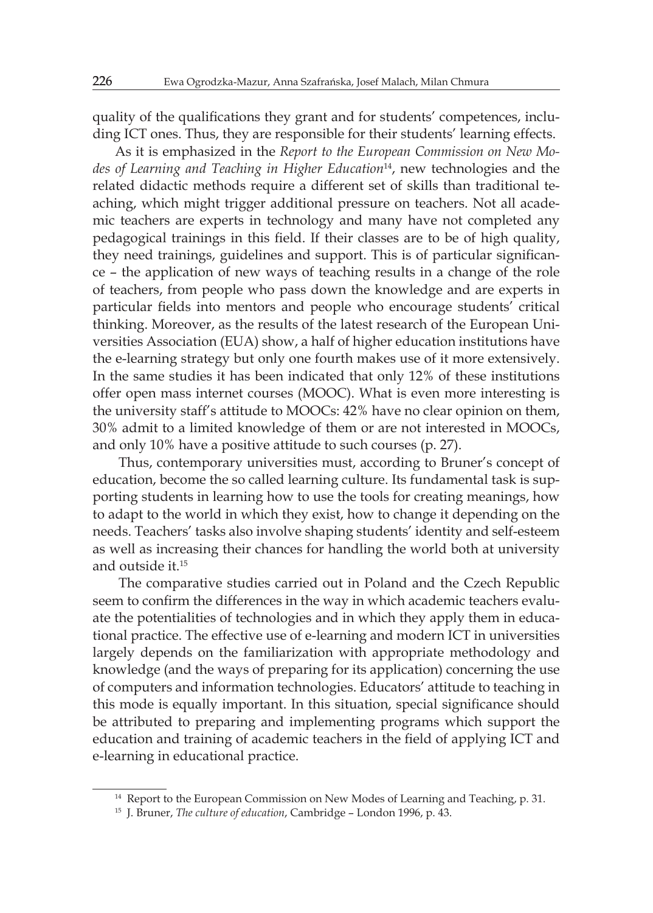quality of the qualifications they grant and for students' competences, including ICT ones. Thus, they are responsible for their students' learning effects.

As it is emphasized in the *Report to the European Commission on New Modes of Learning and Teaching in Higher Education*[14], new technologies and the related didactic methods require a different set of skills than traditional teaching, which might trigger additional pressure on teachers. Not all academic teachers are experts in technology and many have not completed any pedagogical trainings in this field. If their classes are to be of high quality, they need trainings, guidelines and support. This is of particular significance – the application of new ways of teaching results in a change of the role of teachers, from people who pass down the knowledge and are experts in particular fields into mentors and people who encourage students' critical thinking. Moreover, as the results of the latest research of the European Universities Association (EUA) show, a half of higher education institutions have the e-learning strategy but only one fourth makes use of it more extensively. In the same studies it has been indicated that only 12% of these institutions offer open mass internet courses (MOOC). What is even more interesting is the university staff's attitude to MOOCs: 42% have no clear opinion on them, 30% admit to a limited knowledge of them or are not interested in MOOCs, and only 10% have a positive attitude to such courses (p. 27).

Thus, contemporary universities must, according to Bruner's concept of education, become the so called learning culture. Its fundamental task is supporting students in learning how to use the tools for creating meanings, how to adapt to the world in which they exist, how to change it depending on the needs. Teachers' tasks also involve shaping students' identity and self-esteem as well as increasing their chances for handling the world both at university and outside it.[15]

The comparative studies carried out in Poland and the Czech Republic seem to confirm the differences in the way in which academic teachers evaluate the potentialities of technologies and in which they apply them in educational practice. The effective use of e-learning and modern ICT in universities largely depends on the familiarization with appropriate methodology and knowledge (and the ways of preparing for its application) concerning the use of computers and information technologies. Educators' attitude to teaching in this mode is equally important. In this situation, special significance should be attributed to preparing and implementing programs which support the education and training of academic teachers in the field of applying ICT and e-learning in educational practice.

---

[14] Report to the European Commission on New Modes of Learning and Teaching, p. 31.

[15] J. Bruner, *The culture of education*, Cambridge – London 1996, p. 43.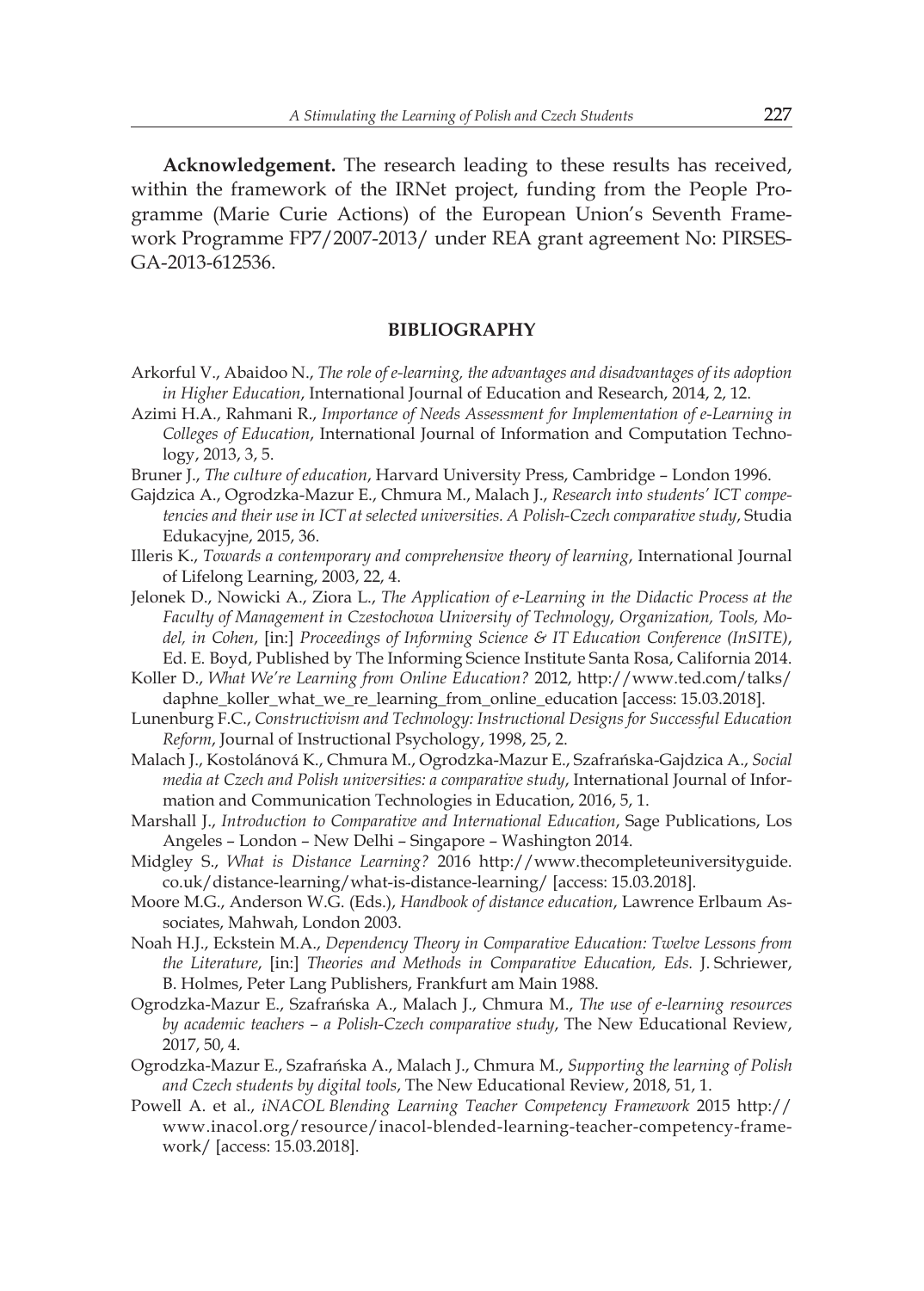**Acknowledgement.** The research leading to these results has received, within the framework of the IRNet project, funding from the People Programme (Marie Curie Actions) of the European Union's Seventh Framework Programme FP7/2007-2013/ under REA grant agreement No: PIRSES-GA-2013-612536.

## BIBLIOGRAPHY

Arkorful V., Abaidoo N., *The role of e-learning, the advantages and disadvantages of its adoption in Higher Education*, International Journal of Education and Research, 2014, 2, 12.

Azimi H.A., Rahmani R., *Importance of Needs Assessment for Implementation of e-Learning in Colleges of Education*, International Journal of Information and Computation Technology, 2013, 3, 5.

Bruner J., *The culture of education*, Harvard University Press, Cambridge – London 1996.

Gajdzica A., Ogrodzka-Mazur E., Chmura M., Malach J., *Research into students' ICT competencies and their use in ICT at selected universities. A Polish-Czech comparative study*, Studia Edukacyjne, 2015, 36.

Illeris K., *Towards a contemporary and comprehensive theory of learning*, International Journal of Lifelong Learning, 2003, 22, 4.

Jelonek D., Nowicki A., Ziora L., *The Application of e-Learning in the Didactic Process at the Faculty of Management in Czestochowa University of Technology*, *Organization, Tools, Model, in Cohen*, [in:] *Proceedings of Informing Science & IT Education Conference (InSITE)*, Ed. E. Boyd, Published by The Informing Science Institute Santa Rosa, California 2014.

Koller D., *What We're Learning from Online Education?* 2012, http://www.ted.com/talks/daphne_koller_what_we_re_learning_from_online_education [access: 15.03.2018].

Lunenburg F.C., *Constructivism and Technology: Instructional Designs for Successful Education Reform*, Journal of Instructional Psychology, 1998, 25, 2.

Malach J., Kostolánová K., Chmura M., Ogrodzka-Mazur E., Szafrańska-Gajdzica A., *Social media at Czech and Polish universities: a comparative study*, International Journal of Information and Communication Technologies in Education, 2016, 5, 1.

Marshall J., *Introduction to Comparative and International Education*, Sage Publications, Los Angeles – London – New Delhi – Singapore – Washington 2014.

Midgley S., *What is Distance Learning?* 2016 http://www.thecompleteuniversityguide.co.uk/distance-learning/what-is-distance-learning/ [access: 15.03.2018].

Moore M.G., Anderson W.G. (Eds.), *Handbook of distance education*, Lawrence Erlbaum Associates, Mahwah, London 2003.

Noah H.J., Eckstein M.A., *Dependency Theory in Comparative Education: Twelve Lessons from the Literature*, [in:] *Theories and Methods in Comparative Education, Eds.* J. Schriewer, B. Holmes, Peter Lang Publishers, Frankfurt am Main 1988.

Ogrodzka-Mazur E., Szafrańska A., Malach J., Chmura M., *The use of e-learning resources by academic teachers – a Polish-Czech comparative study*, The New Educational Review, 2017, 50, 4.

Ogrodzka-Mazur E., Szafrańska A., Malach J., Chmura M., *Supporting the learning of Polish and Czech students by digital tools*, The New Educational Review, 2018, 51, 1.

Powell A. et al., *iNACOL Blending Learning Teacher Competency Framework* 2015 http://www.inacol.org/resource/inacol-blended-learning-teacher-competency-framework/ [access: 15.03.2018].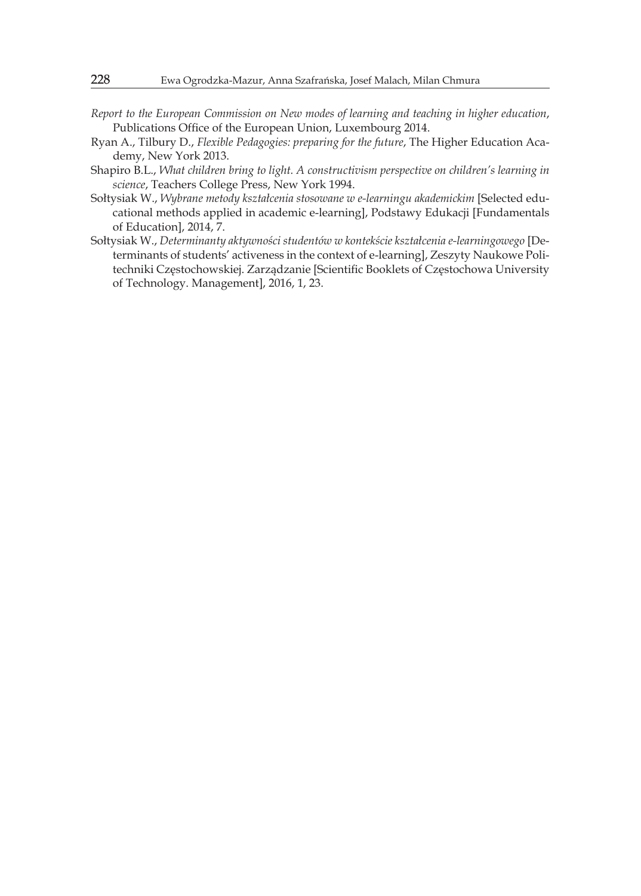*Report to the European Commission on New modes of learning and teaching in higher education*, Publications Office of the European Union, Luxembourg 2014.

Ryan A., Tilbury D., *Flexible Pedagogies: preparing for the future*, The Higher Education Academy, New York 2013.

Shapiro B.L., *What children bring to light. A constructivism perspective on children's learning in science*, Teachers College Press, New York 1994.

Sołtysiak W., *Wybrane metody kształcenia stosowane w e-learningu akademickim* [Selected educational methods applied in academic e-learning], Podstawy Edukacji [Fundamentals of Education], 2014, 7.

Sołtysiak W., *Determinanty aktywności studentów w kontekście kształcenia e-learningowego* [Determinants of students' activeness in the context of e-learning], Zeszyty Naukowe Politechniki Częstochowskiej. Zarządzanie [Scientific Booklets of Częstochowa University of Technology. Management], 2016, 1, 23.